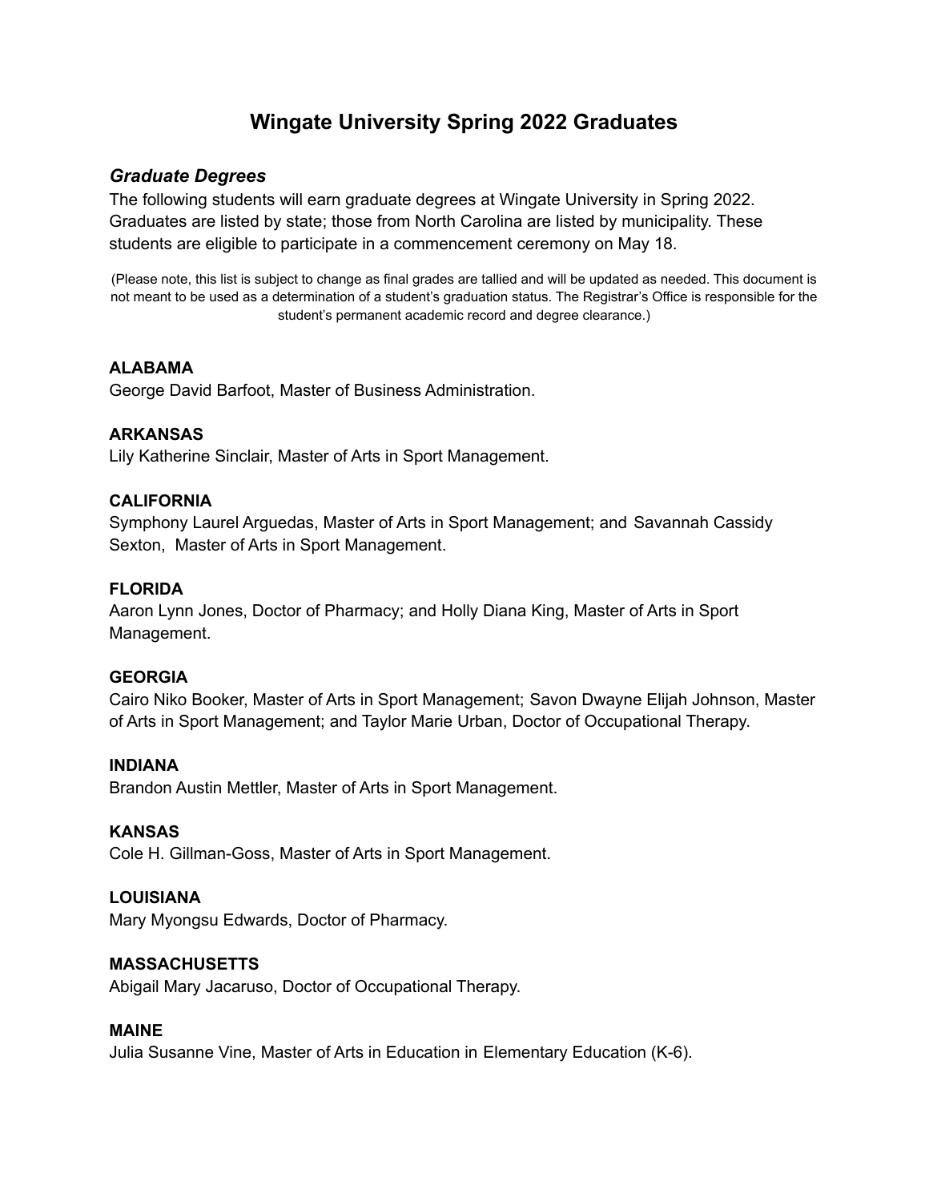# Wingate University Spring 2022 Graduates

## *Graduate Degrees*

The following students will earn graduate degrees at Wingate University in Spring 2022. Graduates are listed by state; those from North Carolina are listed by municipality. These students are eligible to participate in a commencement ceremony on May 18.

(Please note, this list is subject to change as final grades are tallied and will be updated as needed. This document is not meant to be used as a determination of a student's graduation status. The Registrar's Office is responsible for the student's permanent academic record and degree clearance.)

**ALABAMA**
George David Barfoot, Master of Business Administration.

**ARKANSAS**
Lily Katherine Sinclair, Master of Arts in Sport Management.

**CALIFORNIA**
Symphony Laurel Arguedas, Master of Arts in Sport Management; and Savannah Cassidy Sexton, Master of Arts in Sport Management.

**FLORIDA**
Aaron Lynn Jones, Doctor of Pharmacy; and Holly Diana King, Master of Arts in Sport Management.

**GEORGIA**
Cairo Niko Booker, Master of Arts in Sport Management; Savon Dwayne Elijah Johnson, Master of Arts in Sport Management; and Taylor Marie Urban, Doctor of Occupational Therapy.

**INDIANA**
Brandon Austin Mettler, Master of Arts in Sport Management.

**KANSAS**
Cole H. Gillman-Goss, Master of Arts in Sport Management.

**LOUISIANA**
Mary Myongsu Edwards, Doctor of Pharmacy.

**MASSACHUSETTS**
Abigail Mary Jacaruso, Doctor of Occupational Therapy.

**MAINE**
Julia Susanne Vine, Master of Arts in Education in Elementary Education (K-6).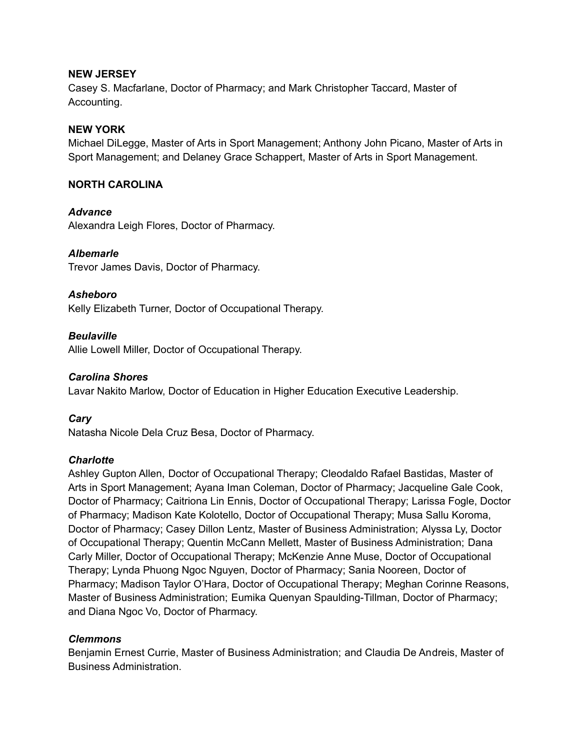**NEW JERSEY**

Casey S. Macfarlane, Doctor of Pharmacy; and Mark Christopher Taccard, Master of Accounting.

**NEW YORK**

Michael DiLegge, Master of Arts in Sport Management; Anthony John Picano, Master of Arts in Sport Management; and Delaney Grace Schappert, Master of Arts in Sport Management.

**NORTH CAROLINA**

***Advance***

Alexandra Leigh Flores, Doctor of Pharmacy.

***Albemarle***

Trevor James Davis, Doctor of Pharmacy.

***Asheboro***

Kelly Elizabeth Turner, Doctor of Occupational Therapy.

***Beulaville***

Allie Lowell Miller, Doctor of Occupational Therapy.

***Carolina Shores***

Lavar Nakito Marlow, Doctor of Education in Higher Education Executive Leadership.

***Cary***

Natasha Nicole Dela Cruz Besa, Doctor of Pharmacy.

***Charlotte***

Ashley Gupton Allen, Doctor of Occupational Therapy; Cleodaldo Rafael Bastidas, Master of Arts in Sport Management; Ayana Iman Coleman, Doctor of Pharmacy; Jacqueline Gale Cook, Doctor of Pharmacy; Caitriona Lin Ennis, Doctor of Occupational Therapy; Larissa Fogle, Doctor of Pharmacy; Madison Kate Kolotello, Doctor of Occupational Therapy; Musa Sallu Koroma, Doctor of Pharmacy; Casey Dillon Lentz, Master of Business Administration; Alyssa Ly, Doctor of Occupational Therapy; Quentin McCann Mellett, Master of Business Administration; Dana Carly Miller, Doctor of Occupational Therapy; McKenzie Anne Muse, Doctor of Occupational Therapy; Lynda Phuong Ngoc Nguyen, Doctor of Pharmacy; Sania Nooreen, Doctor of Pharmacy; Madison Taylor O'Hara, Doctor of Occupational Therapy; Meghan Corinne Reasons, Master of Business Administration; Eumika Quenyan Spaulding-Tillman, Doctor of Pharmacy; and Diana Ngoc Vo, Doctor of Pharmacy.

***Clemmons***

Benjamin Ernest Currie, Master of Business Administration; and Claudia De Andreis, Master of Business Administration.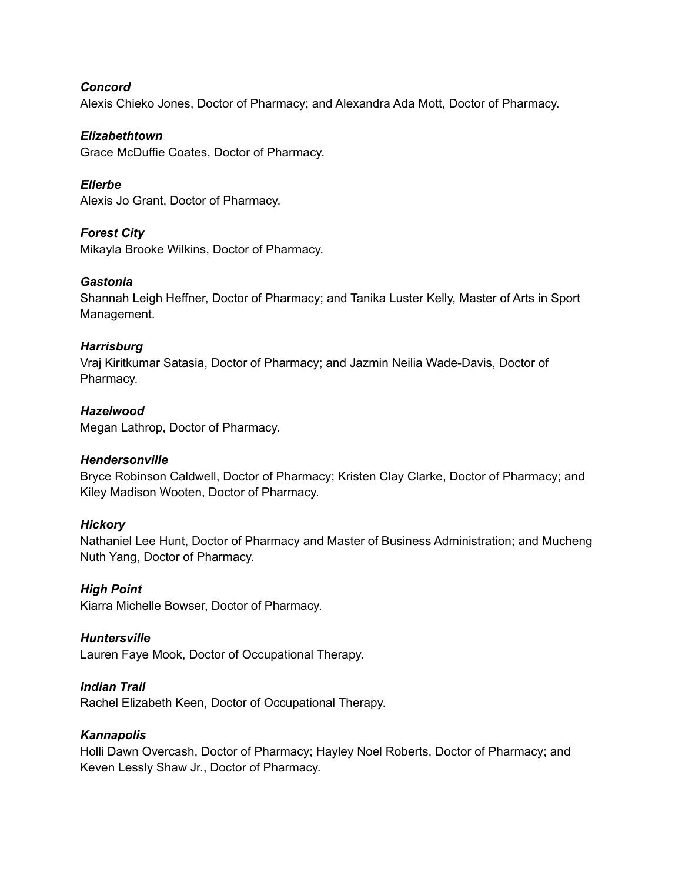***Concord***
Alexis Chieko Jones, Doctor of Pharmacy; and Alexandra Ada Mott, Doctor of Pharmacy.

***Elizabethtown***
Grace McDuffie Coates, Doctor of Pharmacy.

***Ellerbe***
Alexis Jo Grant, Doctor of Pharmacy.

***Forest City***
Mikayla Brooke Wilkins, Doctor of Pharmacy.

***Gastonia***
Shannah Leigh Heffner, Doctor of Pharmacy; and Tanika Luster Kelly, Master of Arts in Sport Management.

***Harrisburg***
Vraj Kiritkumar Satasia, Doctor of Pharmacy; and Jazmin Neilia Wade-Davis, Doctor of Pharmacy.

***Hazelwood***
Megan Lathrop, Doctor of Pharmacy.

***Hendersonville***
Bryce Robinson Caldwell, Doctor of Pharmacy; Kristen Clay Clarke, Doctor of Pharmacy; and Kiley Madison Wooten, Doctor of Pharmacy.

***Hickory***
Nathaniel Lee Hunt, Doctor of Pharmacy and Master of Business Administration; and Mucheng Nuth Yang, Doctor of Pharmacy.

***High Point***
Kiarra Michelle Bowser, Doctor of Pharmacy.

***Huntersville***
Lauren Faye Mook, Doctor of Occupational Therapy.

***Indian Trail***
Rachel Elizabeth Keen, Doctor of Occupational Therapy.

***Kannapolis***
Holli Dawn Overcash, Doctor of Pharmacy; Hayley Noel Roberts, Doctor of Pharmacy; and Keven Lessly Shaw Jr., Doctor of Pharmacy.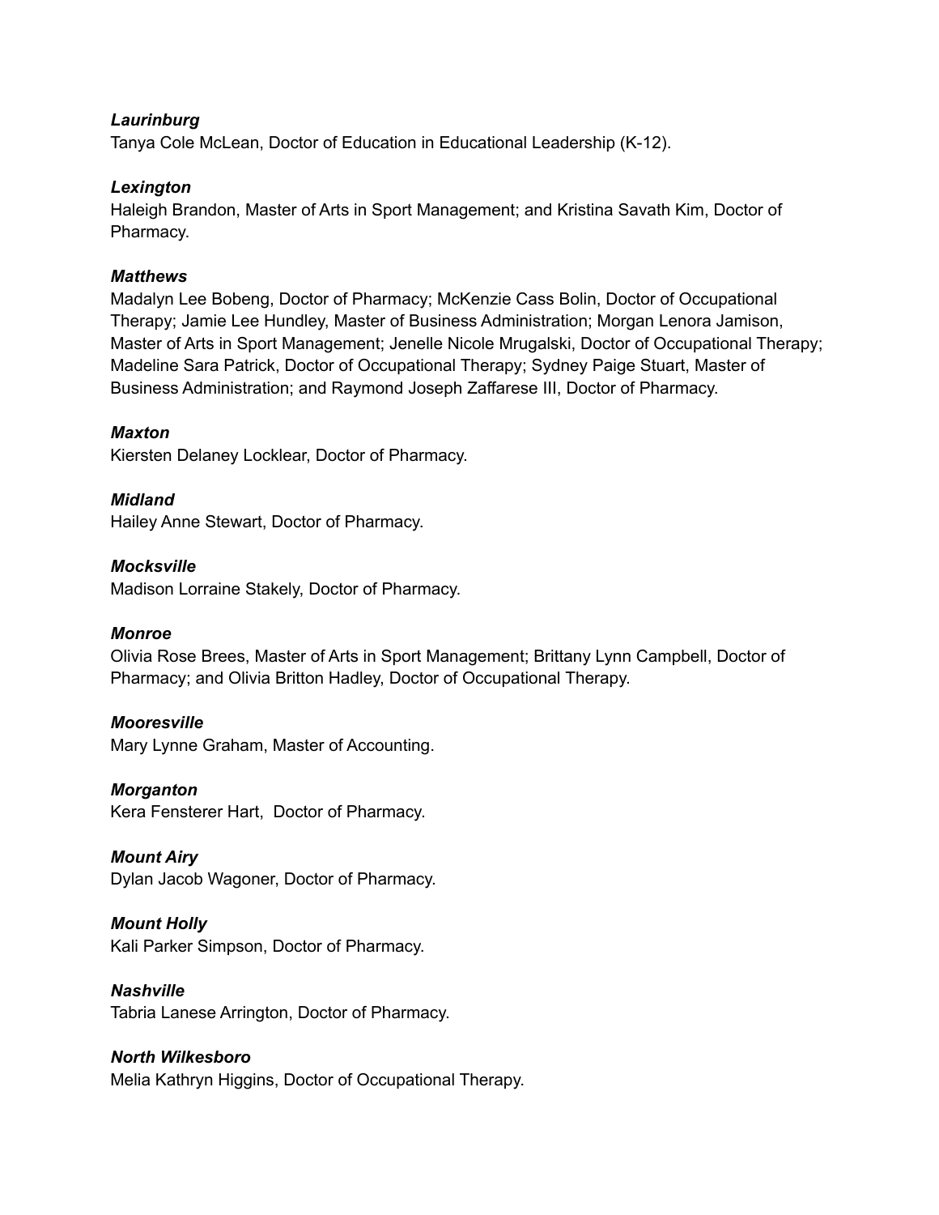***Laurinburg***
Tanya Cole McLean, Doctor of Education in Educational Leadership (K-12).

***Lexington***
Haleigh Brandon, Master of Arts in Sport Management; and Kristina Savath Kim, Doctor of Pharmacy.

***Matthews***
Madalyn Lee Bobeng, Doctor of Pharmacy; McKenzie Cass Bolin, Doctor of Occupational Therapy; Jamie Lee Hundley, Master of Business Administration; Morgan Lenora Jamison, Master of Arts in Sport Management; Jenelle Nicole Mrugalski, Doctor of Occupational Therapy; Madeline Sara Patrick, Doctor of Occupational Therapy; Sydney Paige Stuart, Master of Business Administration; and Raymond Joseph Zaffarese III, Doctor of Pharmacy.

***Maxton***
Kiersten Delaney Locklear, Doctor of Pharmacy.

***Midland***
Hailey Anne Stewart, Doctor of Pharmacy.

***Mocksville***
Madison Lorraine Stakely, Doctor of Pharmacy.

***Monroe***
Olivia Rose Brees, Master of Arts in Sport Management; Brittany Lynn Campbell, Doctor of Pharmacy; and Olivia Britton Hadley, Doctor of Occupational Therapy.

***Mooresville***
Mary Lynne Graham, Master of Accounting.

***Morganton***
Kera Fensterer Hart, Doctor of Pharmacy.

***Mount Airy***
Dylan Jacob Wagoner, Doctor of Pharmacy.

***Mount Holly***
Kali Parker Simpson, Doctor of Pharmacy.

***Nashville***
Tabria Lanese Arrington, Doctor of Pharmacy.

***North Wilkesboro***
Melia Kathryn Higgins, Doctor of Occupational Therapy.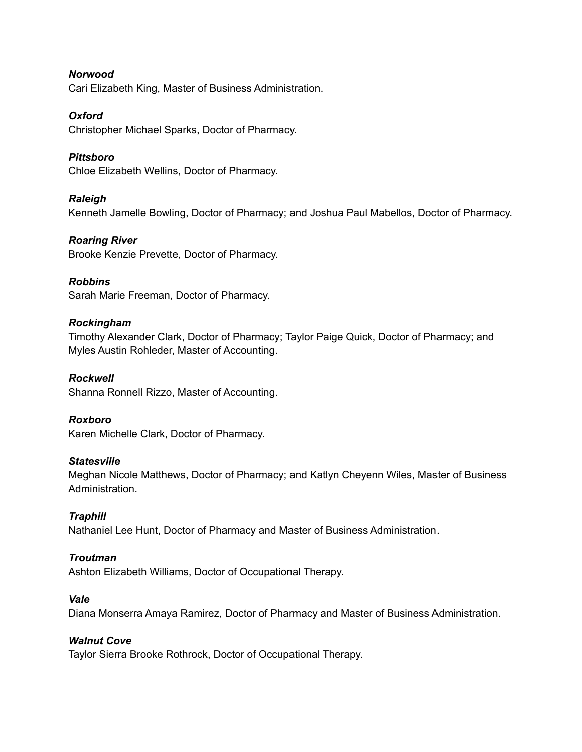***Norwood***
Cari Elizabeth King, Master of Business Administration.

***Oxford***
Christopher Michael Sparks, Doctor of Pharmacy.

***Pittsboro***
Chloe Elizabeth Wellins, Doctor of Pharmacy.

***Raleigh***
Kenneth Jamelle Bowling, Doctor of Pharmacy; and Joshua Paul Mabellos, Doctor of Pharmacy.

***Roaring River***
Brooke Kenzie Prevette, Doctor of Pharmacy.

***Robbins***
Sarah Marie Freeman, Doctor of Pharmacy.

***Rockingham***
Timothy Alexander Clark, Doctor of Pharmacy; Taylor Paige Quick, Doctor of Pharmacy; and Myles Austin Rohleder, Master of Accounting.

***Rockwell***
Shanna Ronnell Rizzo, Master of Accounting.

***Roxboro***
Karen Michelle Clark, Doctor of Pharmacy.

***Statesville***
Meghan Nicole Matthews, Doctor of Pharmacy; and Katlyn Cheyenn Wiles, Master of Business Administration.

***Traphill***
Nathaniel Lee Hunt, Doctor of Pharmacy and Master of Business Administration.

***Troutman***
Ashton Elizabeth Williams, Doctor of Occupational Therapy.

***Vale***
Diana Monserra Amaya Ramirez, Doctor of Pharmacy and Master of Business Administration.

***Walnut Cove***
Taylor Sierra Brooke Rothrock, Doctor of Occupational Therapy.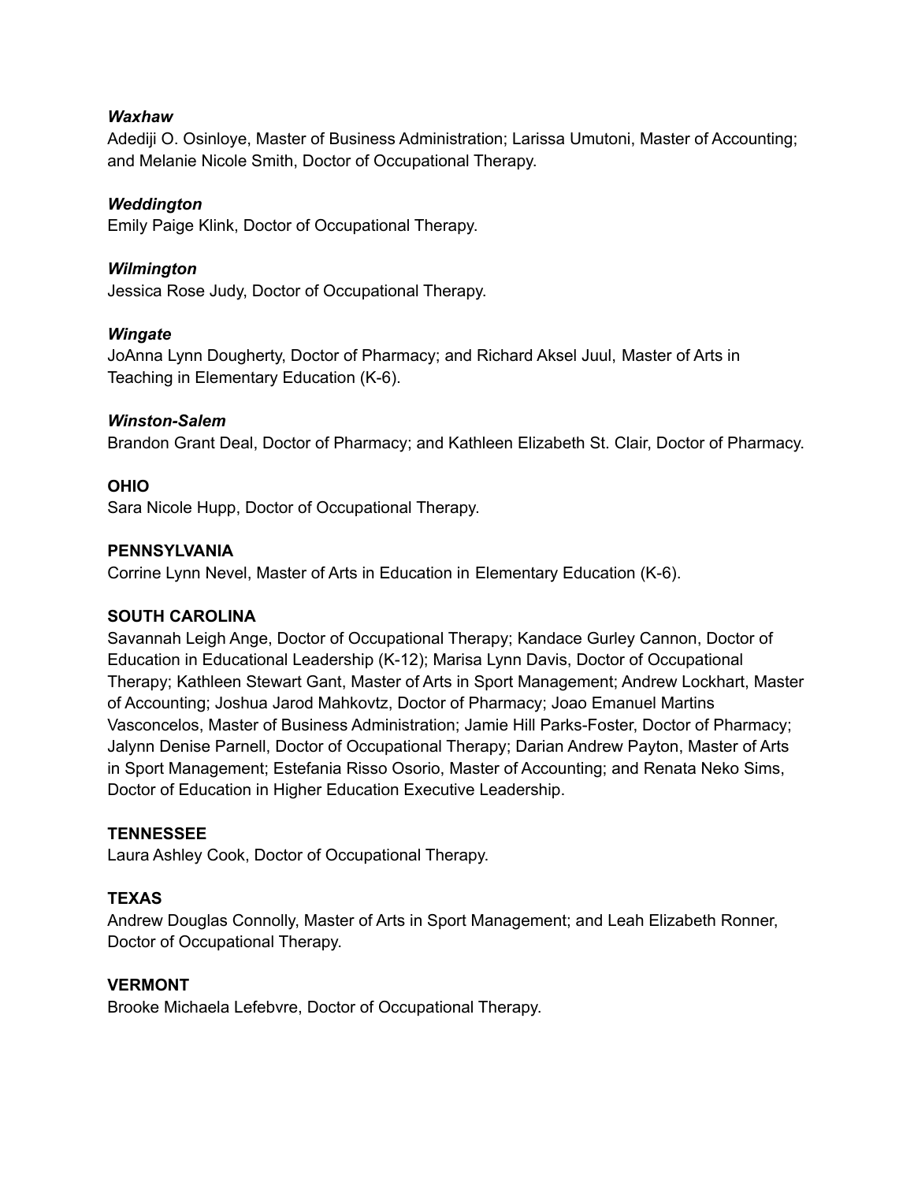***Waxhaw***

Adediji O. Osinloye, Master of Business Administration; Larissa Umutoni, Master of Accounting; and Melanie Nicole Smith, Doctor of Occupational Therapy.

***Weddington***

Emily Paige Klink, Doctor of Occupational Therapy.

***Wilmington***

Jessica Rose Judy, Doctor of Occupational Therapy.

***Wingate***

JoAnna Lynn Dougherty, Doctor of Pharmacy; and Richard Aksel Juul, Master of Arts in Teaching in Elementary Education (K-6).

***Winston-Salem***

Brandon Grant Deal, Doctor of Pharmacy; and Kathleen Elizabeth St. Clair, Doctor of Pharmacy.

**OHIO**

Sara Nicole Hupp, Doctor of Occupational Therapy.

**PENNSYLVANIA**

Corrine Lynn Nevel, Master of Arts in Education in Elementary Education (K-6).

**SOUTH CAROLINA**

Savannah Leigh Ange, Doctor of Occupational Therapy; Kandace Gurley Cannon, Doctor of Education in Educational Leadership (K-12); Marisa Lynn Davis, Doctor of Occupational Therapy; Kathleen Stewart Gant, Master of Arts in Sport Management; Andrew Lockhart, Master of Accounting; Joshua Jarod Mahkovtz, Doctor of Pharmacy; Joao Emanuel Martins Vasconcelos, Master of Business Administration; Jamie Hill Parks-Foster, Doctor of Pharmacy; Jalynn Denise Parnell, Doctor of Occupational Therapy; Darian Andrew Payton, Master of Arts in Sport Management; Estefania Risso Osorio, Master of Accounting; and Renata Neko Sims, Doctor of Education in Higher Education Executive Leadership.

**TENNESSEE**

Laura Ashley Cook, Doctor of Occupational Therapy.

**TEXAS**

Andrew Douglas Connolly, Master of Arts in Sport Management; and Leah Elizabeth Ronner, Doctor of Occupational Therapy.

**VERMONT**

Brooke Michaela Lefebvre, Doctor of Occupational Therapy.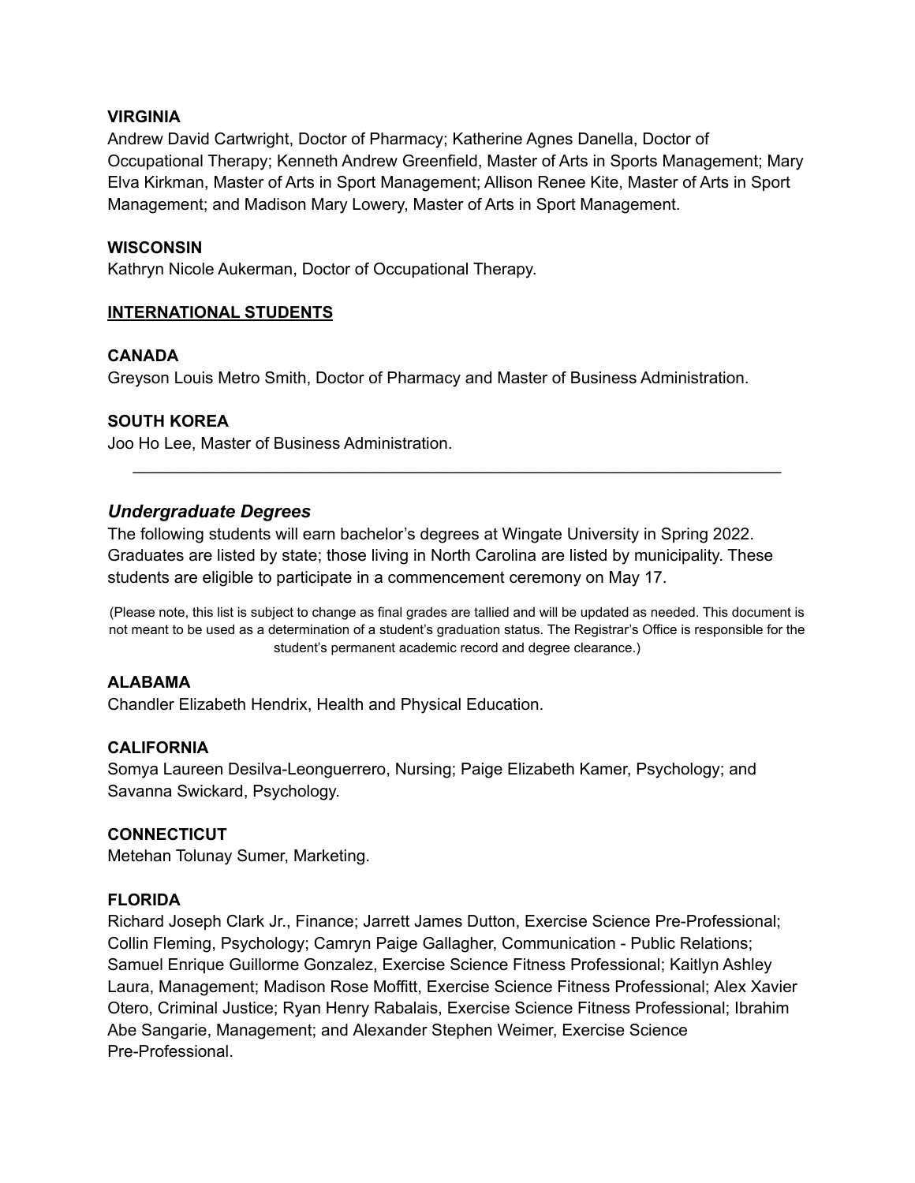**VIRGINIA**
Andrew David Cartwright, Doctor of Pharmacy; Katherine Agnes Danella, Doctor of Occupational Therapy; Kenneth Andrew Greenfield, Master of Arts in Sports Management; Mary Elva Kirkman, Master of Arts in Sport Management; Allison Renee Kite, Master of Arts in Sport Management; and Madison Mary Lowery, Master of Arts in Sport Management.

**WISCONSIN**
Kathryn Nicole Aukerman, Doctor of Occupational Therapy.

**<u>INTERNATIONAL STUDENTS</u>**

**CANADA**
Greyson Louis Metro Smith, Doctor of Pharmacy and Master of Business Administration.

**SOUTH KOREA**
Joo Ho Lee, Master of Business Administration.

---

### *Undergraduate Degrees*

The following students will earn bachelor's degrees at Wingate University in Spring 2022. Graduates are listed by state; those living in North Carolina are listed by municipality. These students are eligible to participate in a commencement ceremony on May 17.

(Please note, this list is subject to change as final grades are tallied and will be updated as needed. This document is not meant to be used as a determination of a student's graduation status. The Registrar's Office is responsible for the student's permanent academic record and degree clearance.)

**ALABAMA**
Chandler Elizabeth Hendrix, Health and Physical Education.

**CALIFORNIA**
Somya Laureen Desilva-Leonguerrero, Nursing; Paige Elizabeth Kamer, Psychology; and Savanna Swickard, Psychology.

**CONNECTICUT**
Metehan Tolunay Sumer, Marketing.

**FLORIDA**
Richard Joseph Clark Jr., Finance; Jarrett James Dutton, Exercise Science Pre-Professional; Collin Fleming, Psychology; Camryn Paige Gallagher, Communication - Public Relations; Samuel Enrique Guillorme Gonzalez, Exercise Science Fitness Professional; Kaitlyn Ashley Laura, Management; Madison Rose Moffitt, Exercise Science Fitness Professional; Alex Xavier Otero, Criminal Justice; Ryan Henry Rabalais, Exercise Science Fitness Professional; Ibrahim Abe Sangarie, Management; and Alexander Stephen Weimer, Exercise Science Pre-Professional.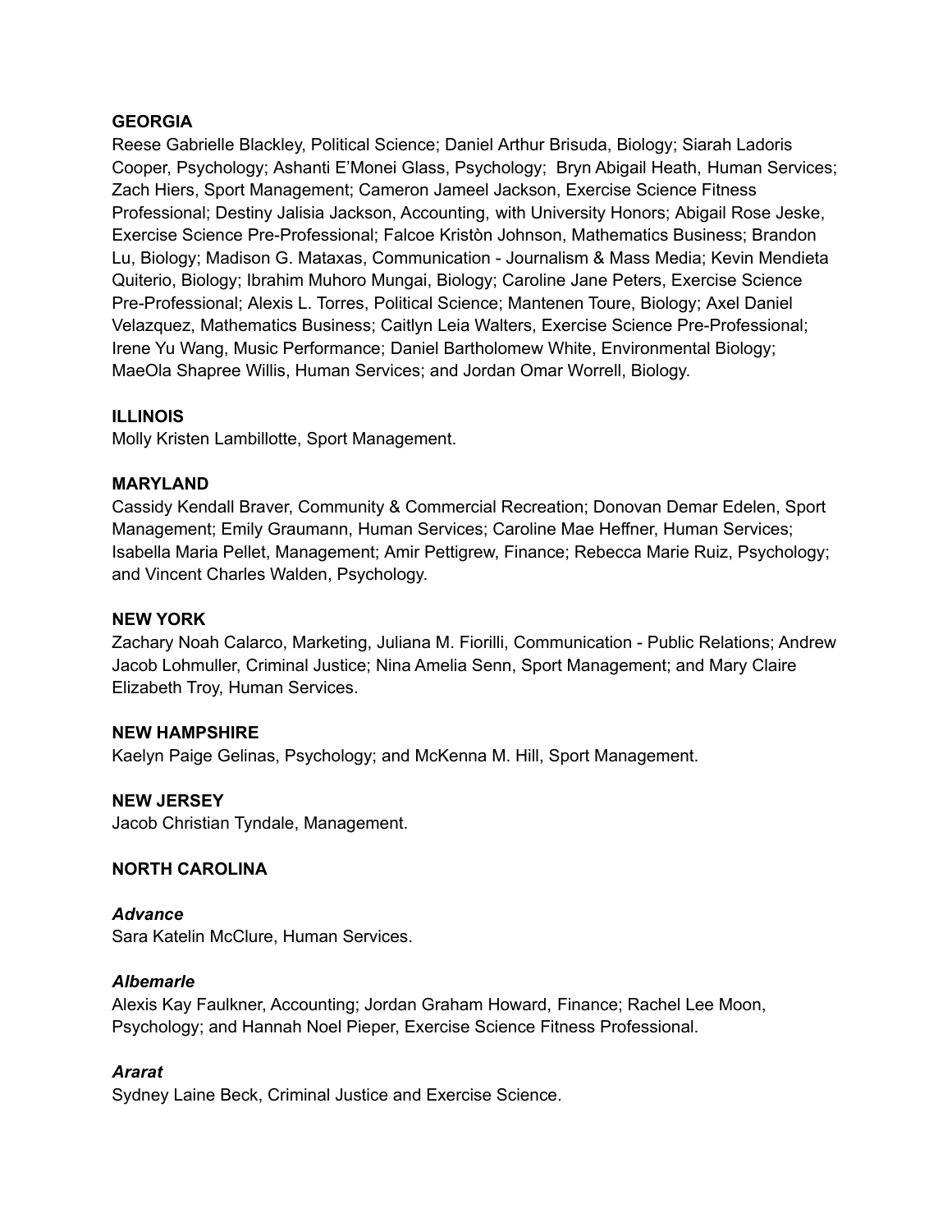**GEORGIA**

Reese Gabrielle Blackley, Political Science; Daniel Arthur Brisuda, Biology; Siarah Ladoris Cooper, Psychology; Ashanti E'Monei Glass, Psychology; Bryn Abigail Heath, Human Services; Zach Hiers, Sport Management; Cameron Jameel Jackson, Exercise Science Fitness Professional; Destiny Jalisia Jackson, Accounting, with University Honors; Abigail Rose Jeske, Exercise Science Pre-Professional; Falcoe Kristòn Johnson, Mathematics Business; Brandon Lu, Biology; Madison G. Mataxas, Communication - Journalism & Mass Media; Kevin Mendieta Quiterio, Biology; Ibrahim Muhoro Mungai, Biology; Caroline Jane Peters, Exercise Science Pre-Professional; Alexis L. Torres, Political Science; Mantenen Toure, Biology; Axel Daniel Velazquez, Mathematics Business; Caitlyn Leia Walters, Exercise Science Pre-Professional; Irene Yu Wang, Music Performance; Daniel Bartholomew White, Environmental Biology; MaeOla Shapree Willis, Human Services; and Jordan Omar Worrell, Biology.

**ILLINOIS**

Molly Kristen Lambillotte, Sport Management.

**MARYLAND**

Cassidy Kendall Braver, Community & Commercial Recreation; Donovan Demar Edelen, Sport Management; Emily Graumann, Human Services; Caroline Mae Heffner, Human Services; Isabella Maria Pellet, Management; Amir Pettigrew, Finance; Rebecca Marie Ruiz, Psychology; and Vincent Charles Walden, Psychology.

**NEW YORK**

Zachary Noah Calarco, Marketing, Juliana M. Fiorilli, Communication - Public Relations; Andrew Jacob Lohmuller, Criminal Justice; Nina Amelia Senn, Sport Management; and Mary Claire Elizabeth Troy, Human Services.

**NEW HAMPSHIRE**

Kaelyn Paige Gelinas, Psychology; and McKenna M. Hill, Sport Management.

**NEW JERSEY**

Jacob Christian Tyndale, Management.

**NORTH CAROLINA**

***Advance***

Sara Katelin McClure, Human Services.

***Albemarle***

Alexis Kay Faulkner, Accounting; Jordan Graham Howard, Finance; Rachel Lee Moon, Psychology; and Hannah Noel Pieper, Exercise Science Fitness Professional.

***Ararat***

Sydney Laine Beck, Criminal Justice and Exercise Science.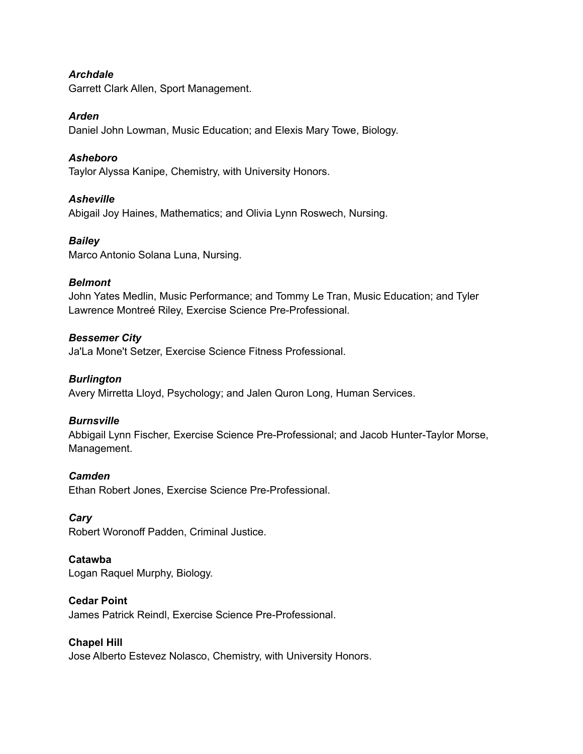***Archdale***
Garrett Clark Allen, Sport Management.

***Arden***
Daniel John Lowman, Music Education; and Elexis Mary Towe, Biology.

***Asheboro***
Taylor Alyssa Kanipe, Chemistry, with University Honors.

***Asheville***
Abigail Joy Haines, Mathematics; and Olivia Lynn Roswech, Nursing.

***Bailey***
Marco Antonio Solana Luna, Nursing.

***Belmont***
John Yates Medlin, Music Performance; and Tommy Le Tran, Music Education; and Tyler Lawrence Montreé Riley, Exercise Science Pre-Professional.

***Bessemer City***
Ja'La Mone't Setzer, Exercise Science Fitness Professional.

***Burlington***
Avery Mirretta Lloyd, Psychology; and Jalen Quron Long, Human Services.

***Burnsville***
Abbigail Lynn Fischer, Exercise Science Pre-Professional; and Jacob Hunter-Taylor Morse, Management.

***Camden***
Ethan Robert Jones, Exercise Science Pre-Professional.

***Cary***
Robert Woronoff Padden, Criminal Justice.

**Catawba**
Logan Raquel Murphy, Biology.

**Cedar Point**
James Patrick Reindl, Exercise Science Pre-Professional.

**Chapel Hill**
Jose Alberto Estevez Nolasco, Chemistry, with University Honors.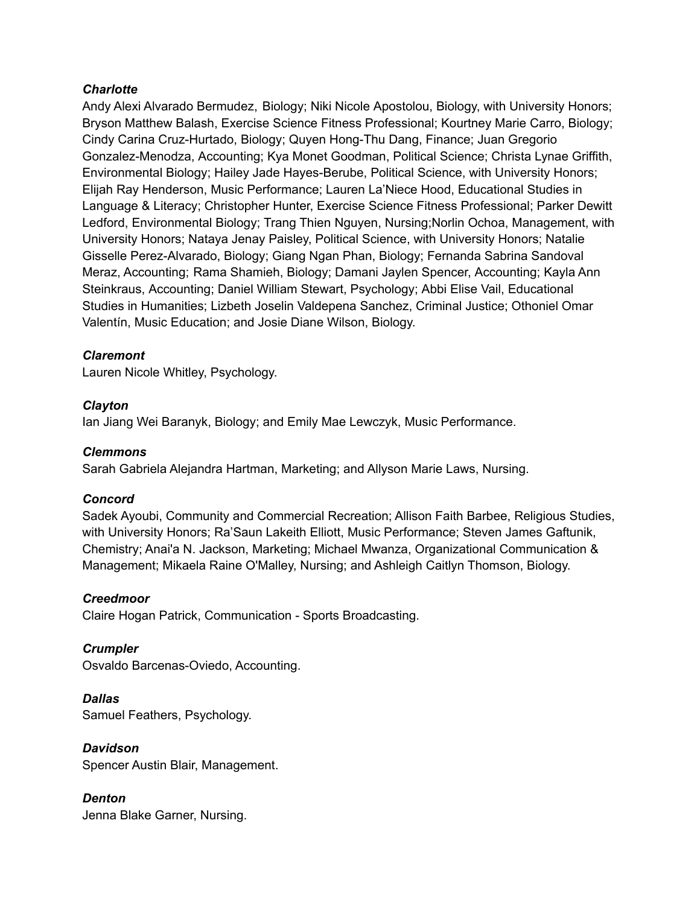***Charlotte***
Andy Alexi Alvarado Bermudez, Biology; Niki Nicole Apostolou, Biology, with University Honors; Bryson Matthew Balash, Exercise Science Fitness Professional; Kourtney Marie Carro, Biology; Cindy Carina Cruz-Hurtado, Biology; Quyen Hong-Thu Dang, Finance; Juan Gregorio Gonzalez-Menodza, Accounting; Kya Monet Goodman, Political Science; Christa Lynae Griffith, Environmental Biology; Hailey Jade Hayes-Berube, Political Science, with University Honors; Elijah Ray Henderson, Music Performance; Lauren La'Niece Hood, Educational Studies in Language & Literacy; Christopher Hunter, Exercise Science Fitness Professional; Parker Dewitt Ledford, Environmental Biology; Trang Thien Nguyen, Nursing;Norlin Ochoa, Management, with University Honors; Nataya Jenay Paisley, Political Science, with University Honors; Natalie Gisselle Perez-Alvarado, Biology; Giang Ngan Phan, Biology; Fernanda Sabrina Sandoval Meraz, Accounting; Rama Shamieh, Biology; Damani Jaylen Spencer, Accounting; Kayla Ann Steinkraus, Accounting; Daniel William Stewart, Psychology; Abbi Elise Vail, Educational Studies in Humanities; Lizbeth Joselin Valdepena Sanchez, Criminal Justice; Othoniel Omar Valentín, Music Education; and Josie Diane Wilson, Biology.

***Claremont***
Lauren Nicole Whitley, Psychology.

***Clayton***
Ian Jiang Wei Baranyk, Biology; and Emily Mae Lewczyk, Music Performance.

***Clemmons***
Sarah Gabriela Alejandra Hartman, Marketing; and Allyson Marie Laws, Nursing.

***Concord***
Sadek Ayoubi, Community and Commercial Recreation; Allison Faith Barbee, Religious Studies, with University Honors; Ra'Saun Lakeith Elliott, Music Performance; Steven James Gaftunik, Chemistry; Anai'a N. Jackson, Marketing; Michael Mwanza, Organizational Communication & Management; Mikaela Raine O'Malley, Nursing; and Ashleigh Caitlyn Thomson, Biology.

***Creedmoor***
Claire Hogan Patrick, Communication - Sports Broadcasting.

***Crumpler***
Osvaldo Barcenas-Oviedo, Accounting.

***Dallas***
Samuel Feathers, Psychology.

***Davidson***
Spencer Austin Blair, Management.

***Denton***
Jenna Blake Garner, Nursing.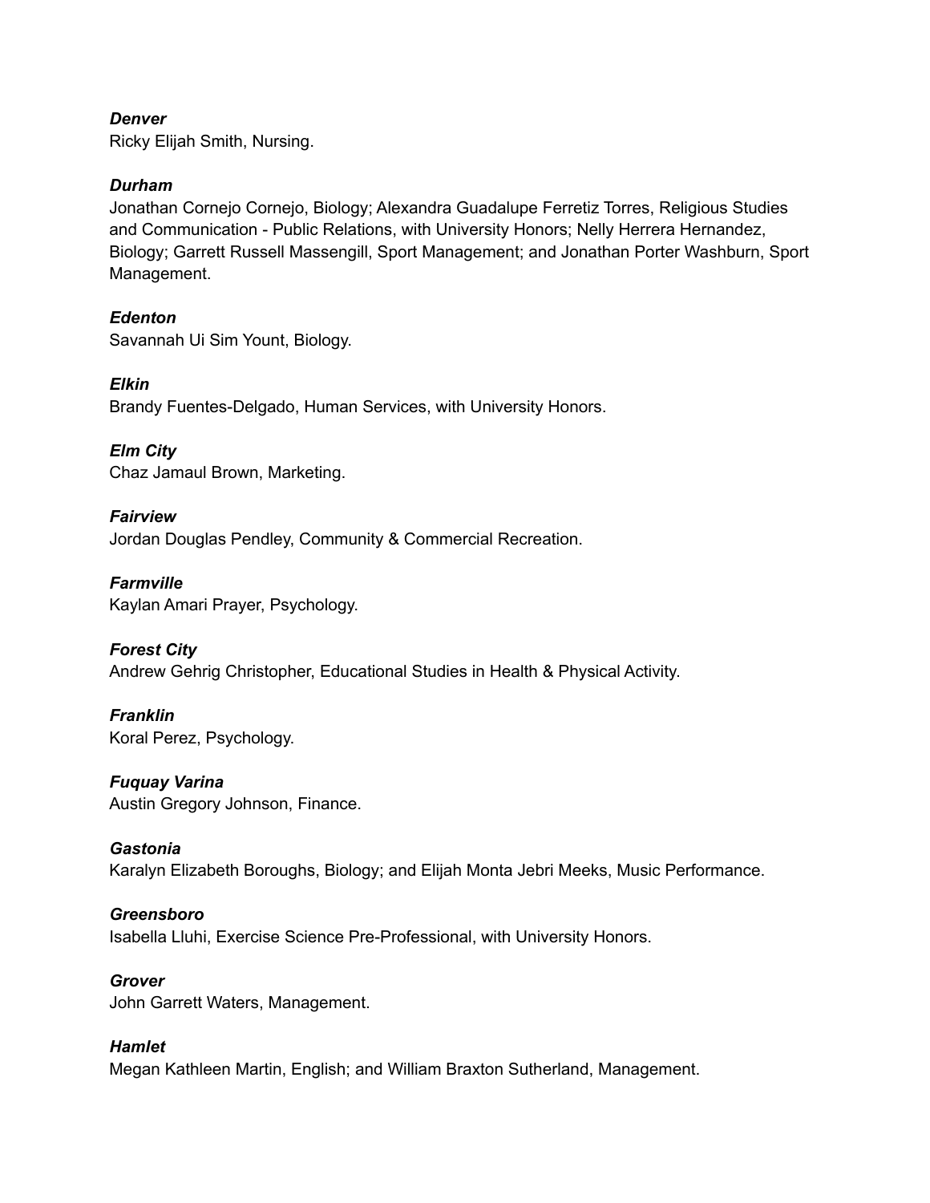***Denver***
Ricky Elijah Smith, Nursing.

***Durham***
Jonathan Cornejo Cornejo, Biology; Alexandra Guadalupe Ferretiz Torres, Religious Studies and Communication - Public Relations, with University Honors; Nelly Herrera Hernandez, Biology; Garrett Russell Massengill, Sport Management; and Jonathan Porter Washburn, Sport Management.

***Edenton***
Savannah Ui Sim Yount, Biology.

***Elkin***
Brandy Fuentes-Delgado, Human Services, with University Honors.

***Elm City***
Chaz Jamaul Brown, Marketing.

***Fairview***
Jordan Douglas Pendley, Community & Commercial Recreation.

***Farmville***
Kaylan Amari Prayer, Psychology.

***Forest City***
Andrew Gehrig Christopher, Educational Studies in Health & Physical Activity.

***Franklin***
Koral Perez, Psychology.

***Fuquay Varina***
Austin Gregory Johnson, Finance.

***Gastonia***
Karalyn Elizabeth Boroughs, Biology; and Elijah Monta Jebri Meeks, Music Performance.

***Greensboro***
Isabella Lluhi, Exercise Science Pre-Professional, with University Honors.

***Grover***
John Garrett Waters, Management.

***Hamlet***
Megan Kathleen Martin, English; and William Braxton Sutherland, Management.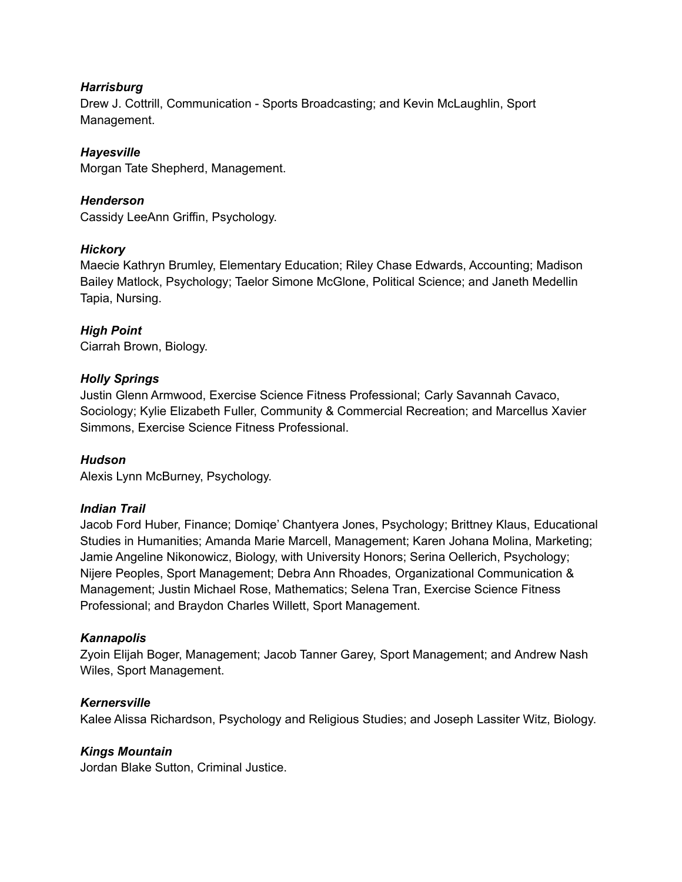***Harrisburg***
Drew J. Cottrill, Communication - Sports Broadcasting; and Kevin McLaughlin, Sport Management.

***Hayesville***
Morgan Tate Shepherd, Management.

***Henderson***
Cassidy LeeAnn Griffin, Psychology.

***Hickory***
Maecie Kathryn Brumley, Elementary Education; Riley Chase Edwards, Accounting; Madison Bailey Matlock, Psychology; Taelor Simone McGlone, Political Science; and Janeth Medellin Tapia, Nursing.

***High Point***
Ciarrah Brown, Biology.

***Holly Springs***
Justin Glenn Armwood, Exercise Science Fitness Professional; Carly Savannah Cavaco, Sociology; Kylie Elizabeth Fuller, Community & Commercial Recreation; and Marcellus Xavier Simmons, Exercise Science Fitness Professional.

***Hudson***
Alexis Lynn McBurney, Psychology.

***Indian Trail***
Jacob Ford Huber, Finance; Domiqe' Chantyera Jones, Psychology; Brittney Klaus, Educational Studies in Humanities; Amanda Marie Marcell, Management; Karen Johana Molina, Marketing; Jamie Angeline Nikonowicz, Biology, with University Honors; Serina Oellerich, Psychology; Nijere Peoples, Sport Management; Debra Ann Rhoades, Organizational Communication & Management; Justin Michael Rose, Mathematics; Selena Tran, Exercise Science Fitness Professional; and Braydon Charles Willett, Sport Management.

***Kannapolis***
Zyoin Elijah Boger, Management; Jacob Tanner Garey, Sport Management; and Andrew Nash Wiles, Sport Management.

***Kernersville***
Kalee Alissa Richardson, Psychology and Religious Studies; and Joseph Lassiter Witz, Biology.

***Kings Mountain***
Jordan Blake Sutton, Criminal Justice.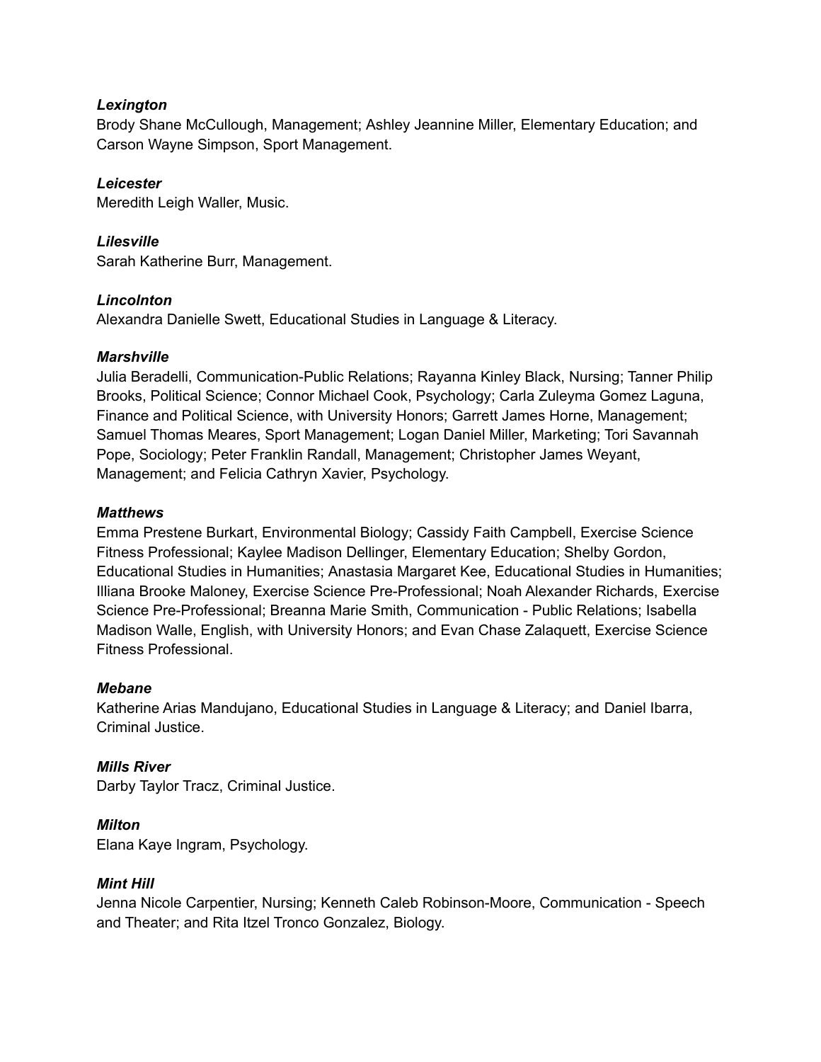***Lexington***
Brody Shane McCullough, Management; Ashley Jeannine Miller, Elementary Education; and Carson Wayne Simpson, Sport Management.

***Leicester***
Meredith Leigh Waller, Music.

***Lilesville***
Sarah Katherine Burr, Management.

***Lincolnton***
Alexandra Danielle Swett, Educational Studies in Language & Literacy.

***Marshville***
Julia Beradelli, Communication-Public Relations; Rayanna Kinley Black, Nursing; Tanner Philip Brooks, Political Science; Connor Michael Cook, Psychology; Carla Zuleyma Gomez Laguna, Finance and Political Science, with University Honors; Garrett James Horne, Management; Samuel Thomas Meares, Sport Management; Logan Daniel Miller, Marketing; Tori Savannah Pope, Sociology; Peter Franklin Randall, Management; Christopher James Weyant, Management; and Felicia Cathryn Xavier, Psychology.

***Matthews***
Emma Prestene Burkart, Environmental Biology; Cassidy Faith Campbell, Exercise Science Fitness Professional; Kaylee Madison Dellinger, Elementary Education; Shelby Gordon, Educational Studies in Humanities; Anastasia Margaret Kee, Educational Studies in Humanities; Illiana Brooke Maloney, Exercise Science Pre-Professional; Noah Alexander Richards, Exercise Science Pre-Professional; Breanna Marie Smith, Communication - Public Relations; Isabella Madison Walle, English, with University Honors; and Evan Chase Zalaquett, Exercise Science Fitness Professional.

***Mebane***
Katherine Arias Mandujano, Educational Studies in Language & Literacy; and Daniel Ibarra, Criminal Justice.

***Mills River***
Darby Taylor Tracz, Criminal Justice.

***Milton***
Elana Kaye Ingram, Psychology.

***Mint Hill***
Jenna Nicole Carpentier, Nursing; Kenneth Caleb Robinson-Moore, Communication - Speech and Theater; and Rita Itzel Tronco Gonzalez, Biology.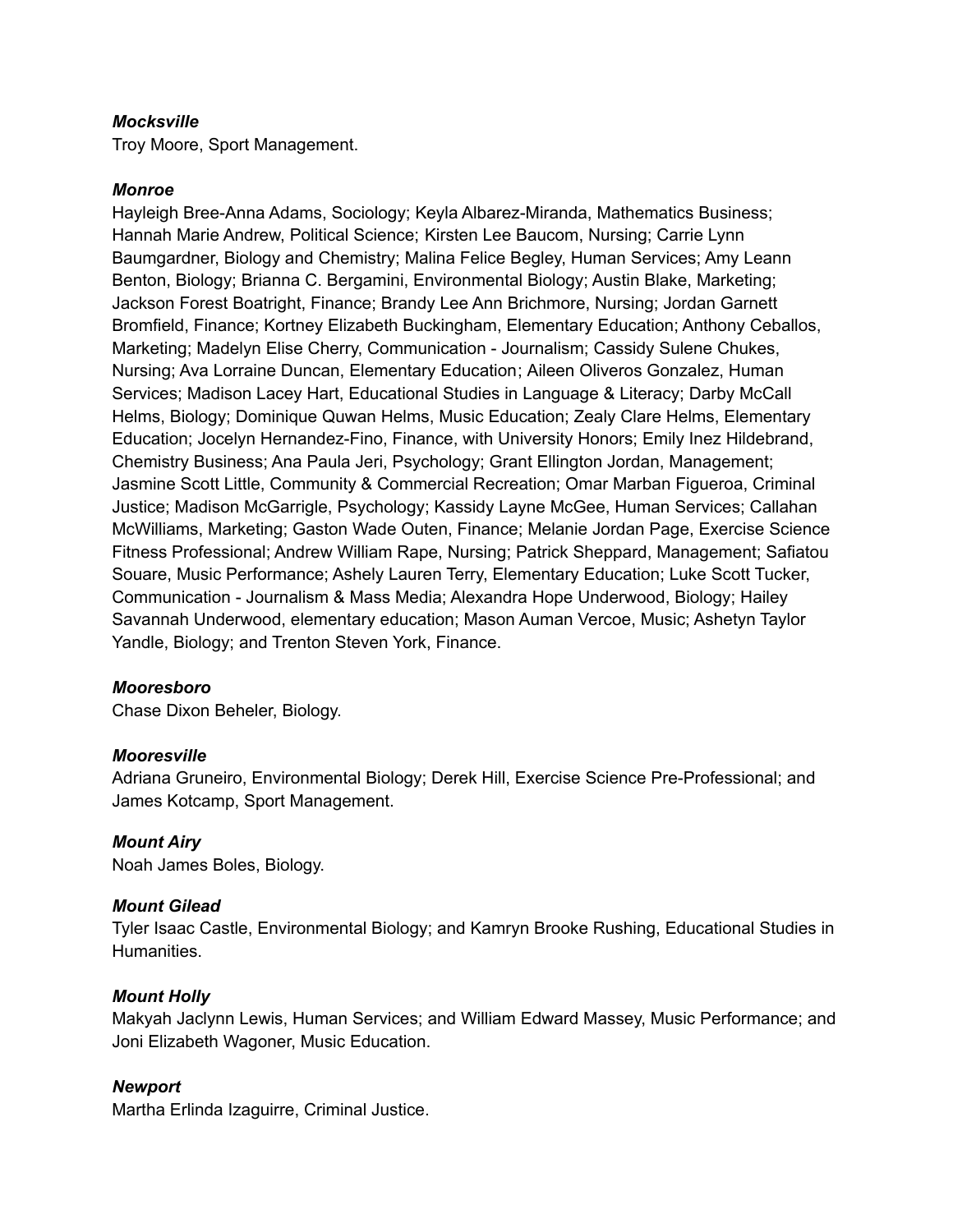***Mocksville***

Troy Moore, Sport Management.

***Monroe***

Hayleigh Bree-Anna Adams, Sociology; Keyla Albarez-Miranda, Mathematics Business; Hannah Marie Andrew, Political Science; Kirsten Lee Baucom, Nursing; Carrie Lynn Baumgardner, Biology and Chemistry; Malina Felice Begley, Human Services; Amy Leann Benton, Biology; Brianna C. Bergamini, Environmental Biology; Austin Blake, Marketing; Jackson Forest Boatright, Finance; Brandy Lee Ann Brichmore, Nursing; Jordan Garnett Bromfield, Finance; Kortney Elizabeth Buckingham, Elementary Education; Anthony Ceballos, Marketing; Madelyn Elise Cherry, Communication - Journalism; Cassidy Sulene Chukes, Nursing; Ava Lorraine Duncan, Elementary Education; Aileen Oliveros Gonzalez, Human Services; Madison Lacey Hart, Educational Studies in Language & Literacy; Darby McCall Helms, Biology; Dominique Quwan Helms, Music Education; Zealy Clare Helms, Elementary Education; Jocelyn Hernandez-Fino, Finance, with University Honors; Emily Inez Hildebrand, Chemistry Business; Ana Paula Jeri, Psychology; Grant Ellington Jordan, Management; Jasmine Scott Little, Community & Commercial Recreation; Omar Marban Figueroa, Criminal Justice; Madison McGarrigle, Psychology; Kassidy Layne McGee, Human Services; Callahan McWilliams, Marketing; Gaston Wade Outen, Finance; Melanie Jordan Page, Exercise Science Fitness Professional; Andrew William Rape, Nursing; Patrick Sheppard, Management; Safiatou Souare, Music Performance; Ashely Lauren Terry, Elementary Education; Luke Scott Tucker, Communication - Journalism & Mass Media; Alexandra Hope Underwood, Biology; Hailey Savannah Underwood, elementary education; Mason Auman Vercoe, Music; Ashetyn Taylor Yandle, Biology; and Trenton Steven York, Finance.

***Mooresboro***

Chase Dixon Beheler, Biology.

***Mooresville***

Adriana Gruneiro, Environmental Biology; Derek Hill, Exercise Science Pre-Professional; and James Kotcamp, Sport Management.

***Mount Airy***

Noah James Boles, Biology.

***Mount Gilead***

Tyler Isaac Castle, Environmental Biology; and Kamryn Brooke Rushing, Educational Studies in Humanities.

***Mount Holly***

Makyah Jaclynn Lewis, Human Services; and William Edward Massey, Music Performance; and Joni Elizabeth Wagoner, Music Education.

***Newport***

Martha Erlinda Izaguirre, Criminal Justice.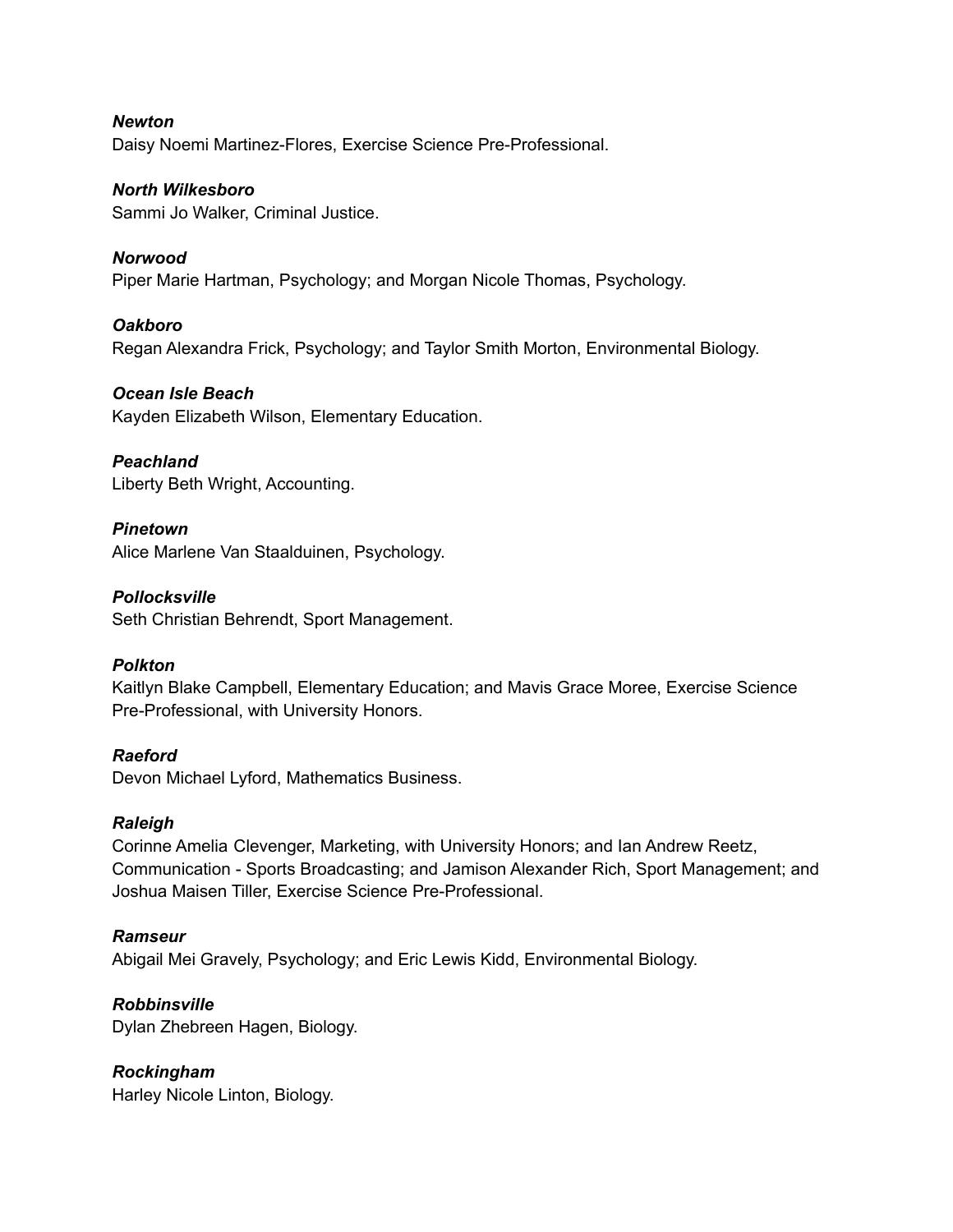***Newton***
Daisy Noemi Martinez-Flores, Exercise Science Pre-Professional.

***North Wilkesboro***
Sammi Jo Walker, Criminal Justice.

***Norwood***
Piper Marie Hartman, Psychology; and Morgan Nicole Thomas, Psychology.

***Oakboro***
Regan Alexandra Frick, Psychology; and Taylor Smith Morton, Environmental Biology.

***Ocean Isle Beach***
Kayden Elizabeth Wilson, Elementary Education.

***Peachland***
Liberty Beth Wright, Accounting.

***Pinetown***
Alice Marlene Van Staalduinen, Psychology.

***Pollocksville***
Seth Christian Behrendt, Sport Management.

***Polkton***
Kaitlyn Blake Campbell, Elementary Education; and Mavis Grace Moree, Exercise Science Pre-Professional, with University Honors.

***Raeford***
Devon Michael Lyford, Mathematics Business.

***Raleigh***
Corinne Amelia Clevenger, Marketing, with University Honors; and Ian Andrew Reetz, Communication - Sports Broadcasting; and Jamison Alexander Rich, Sport Management; and Joshua Maisen Tiller, Exercise Science Pre-Professional.

***Ramseur***
Abigail Mei Gravely, Psychology; and Eric Lewis Kidd, Environmental Biology.

***Robbinsville***
Dylan Zhebreen Hagen, Biology.

***Rockingham***
Harley Nicole Linton, Biology.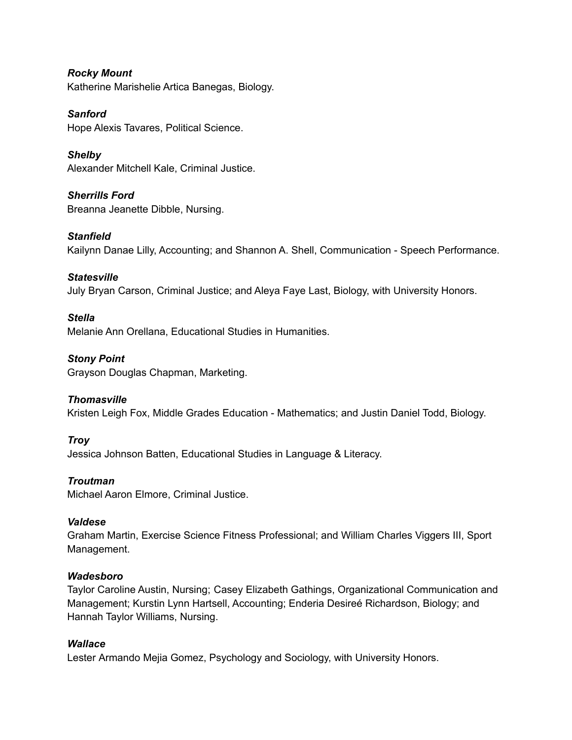***Rocky Mount***
Katherine Marishelie Artica Banegas, Biology.

***Sanford***
Hope Alexis Tavares, Political Science.

***Shelby***
Alexander Mitchell Kale, Criminal Justice.

***Sherrills Ford***
Breanna Jeanette Dibble, Nursing.

***Stanfield***
Kailynn Danae Lilly, Accounting; and Shannon A. Shell, Communication - Speech Performance.

***Statesville***
July Bryan Carson, Criminal Justice; and Aleya Faye Last, Biology, with University Honors.

***Stella***
Melanie Ann Orellana, Educational Studies in Humanities.

***Stony Point***
Grayson Douglas Chapman, Marketing.

***Thomasville***
Kristen Leigh Fox, Middle Grades Education - Mathematics; and Justin Daniel Todd, Biology.

***Troy***
Jessica Johnson Batten, Educational Studies in Language & Literacy.

***Troutman***
Michael Aaron Elmore, Criminal Justice.

***Valdese***
Graham Martin, Exercise Science Fitness Professional; and William Charles Viggers III, Sport Management.

***Wadesboro***
Taylor Caroline Austin, Nursing; Casey Elizabeth Gathings, Organizational Communication and Management; Kurstin Lynn Hartsell, Accounting; Enderia Desireé Richardson, Biology; and Hannah Taylor Williams, Nursing.

***Wallace***
Lester Armando Mejia Gomez, Psychology and Sociology, with University Honors.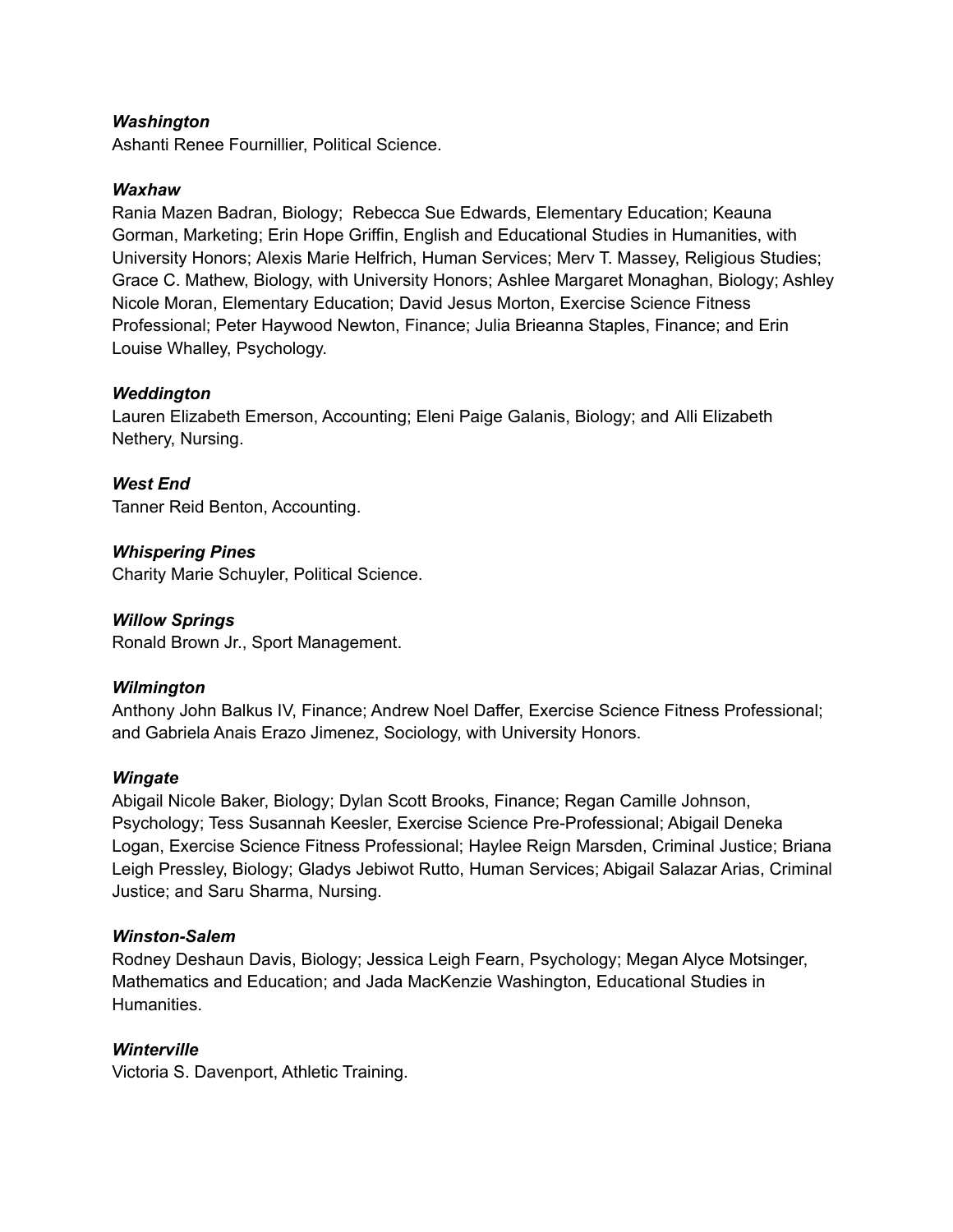***Washington***
Ashanti Renee Fournillier, Political Science.

***Waxhaw***
Rania Mazen Badran, Biology; Rebecca Sue Edwards, Elementary Education; Keauna Gorman, Marketing; Erin Hope Griffin, English and Educational Studies in Humanities, with University Honors; Alexis Marie Helfrich, Human Services; Merv T. Massey, Religious Studies; Grace C. Mathew, Biology, with University Honors; Ashlee Margaret Monaghan, Biology; Ashley Nicole Moran, Elementary Education; David Jesus Morton, Exercise Science Fitness Professional; Peter Haywood Newton, Finance; Julia Brieanna Staples, Finance; and Erin Louise Whalley, Psychology.

***Weddington***
Lauren Elizabeth Emerson, Accounting; Eleni Paige Galanis, Biology; and Alli Elizabeth Nethery, Nursing.

***West End***
Tanner Reid Benton, Accounting.

***Whispering Pines***
Charity Marie Schuyler, Political Science.

***Willow Springs***
Ronald Brown Jr., Sport Management.

***Wilmington***
Anthony John Balkus IV, Finance; Andrew Noel Daffer, Exercise Science Fitness Professional; and Gabriela Anais Erazo Jimenez, Sociology, with University Honors.

***Wingate***
Abigail Nicole Baker, Biology; Dylan Scott Brooks, Finance; Regan Camille Johnson, Psychology; Tess Susannah Keesler, Exercise Science Pre-Professional; Abigail Deneka Logan, Exercise Science Fitness Professional; Haylee Reign Marsden, Criminal Justice; Briana Leigh Pressley, Biology; Gladys Jebiwot Rutto, Human Services; Abigail Salazar Arias, Criminal Justice; and Saru Sharma, Nursing.

***Winston-Salem***
Rodney Deshaun Davis, Biology; Jessica Leigh Fearn, Psychology; Megan Alyce Motsinger, Mathematics and Education; and Jada MacKenzie Washington, Educational Studies in Humanities.

***Winterville***
Victoria S. Davenport, Athletic Training.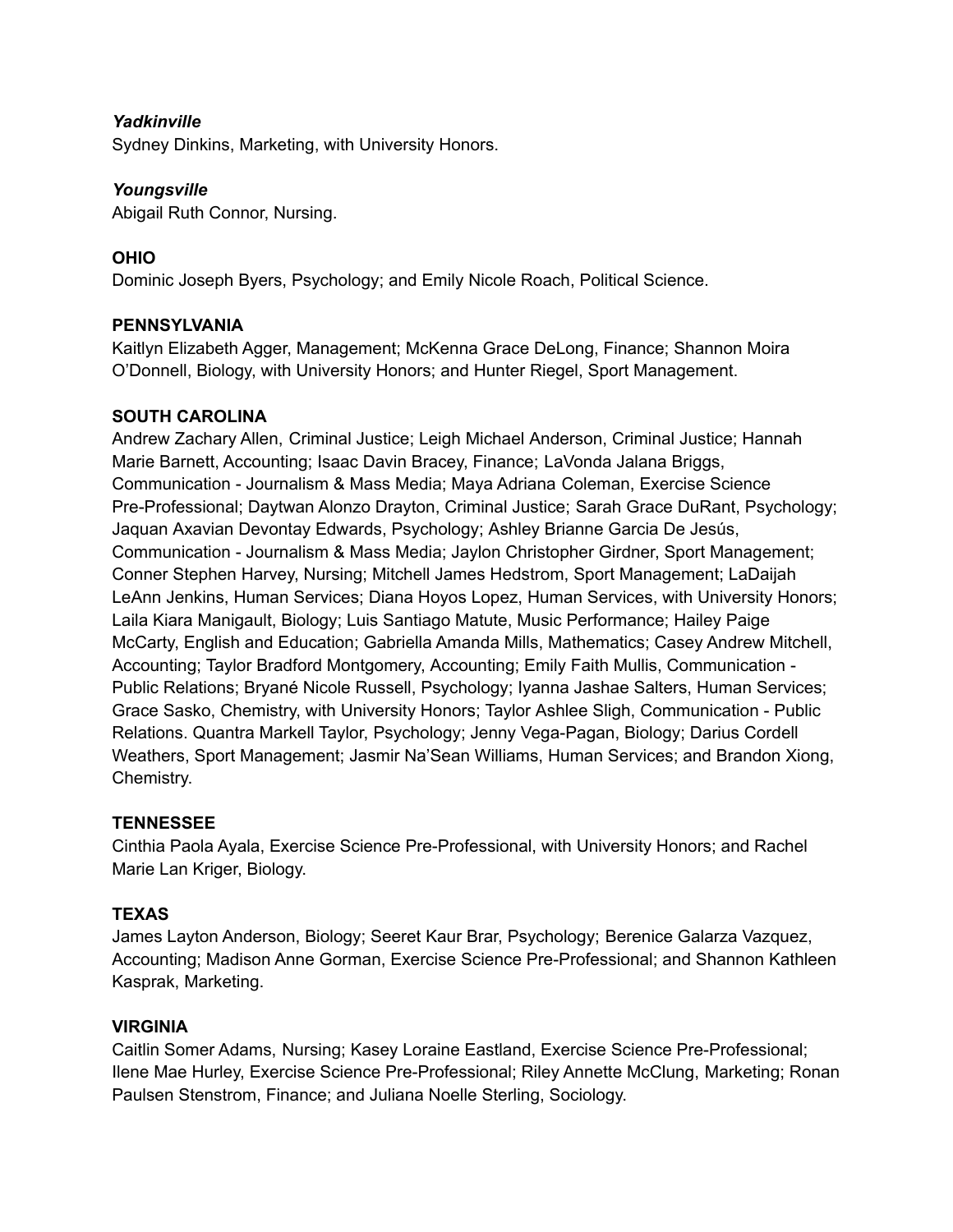***Yadkinville***
Sydney Dinkins, Marketing, with University Honors.

***Youngsville***
Abigail Ruth Connor, Nursing.

**OHIO**
Dominic Joseph Byers, Psychology; and Emily Nicole Roach, Political Science.

**PENNSYLVANIA**
Kaitlyn Elizabeth Agger, Management; McKenna Grace DeLong, Finance; Shannon Moira O'Donnell, Biology, with University Honors; and Hunter Riegel, Sport Management.

**SOUTH CAROLINA**
Andrew Zachary Allen, Criminal Justice; Leigh Michael Anderson, Criminal Justice; Hannah Marie Barnett, Accounting; Isaac Davin Bracey, Finance; LaVonda Jalana Briggs, Communication - Journalism & Mass Media; Maya Adriana Coleman, Exercise Science Pre-Professional; Daytwan Alonzo Drayton, Criminal Justice; Sarah Grace DuRant, Psychology; Jaquan Axavian Devontay Edwards, Psychology; Ashley Brianne Garcia De Jesús, Communication - Journalism & Mass Media; Jaylon Christopher Girdner, Sport Management; Conner Stephen Harvey, Nursing; Mitchell James Hedstrom, Sport Management; LaDaijah LeAnn Jenkins, Human Services; Diana Hoyos Lopez, Human Services, with University Honors; Laila Kiara Manigault, Biology; Luis Santiago Matute, Music Performance; Hailey Paige McCarty, English and Education; Gabriella Amanda Mills, Mathematics; Casey Andrew Mitchell, Accounting; Taylor Bradford Montgomery, Accounting; Emily Faith Mullis, Communication - Public Relations; Bryané Nicole Russell, Psychology; Iyanna Jashae Salters, Human Services; Grace Sasko, Chemistry, with University Honors; Taylor Ashlee Sligh, Communication - Public Relations. Quantra Markell Taylor, Psychology; Jenny Vega-Pagan, Biology; Darius Cordell Weathers, Sport Management; Jasmir Na'Sean Williams, Human Services; and Brandon Xiong, Chemistry.

**TENNESSEE**
Cinthia Paola Ayala, Exercise Science Pre-Professional, with University Honors; and Rachel Marie Lan Kriger, Biology.

**TEXAS**
James Layton Anderson, Biology; Seeret Kaur Brar, Psychology; Berenice Galarza Vazquez, Accounting; Madison Anne Gorman, Exercise Science Pre-Professional; and Shannon Kathleen Kasprak, Marketing.

**VIRGINIA**
Caitlin Somer Adams, Nursing; Kasey Loraine Eastland, Exercise Science Pre-Professional; Ilene Mae Hurley, Exercise Science Pre-Professional; Riley Annette McClung, Marketing; Ronan Paulsen Stenstrom, Finance; and Juliana Noelle Sterling, Sociology.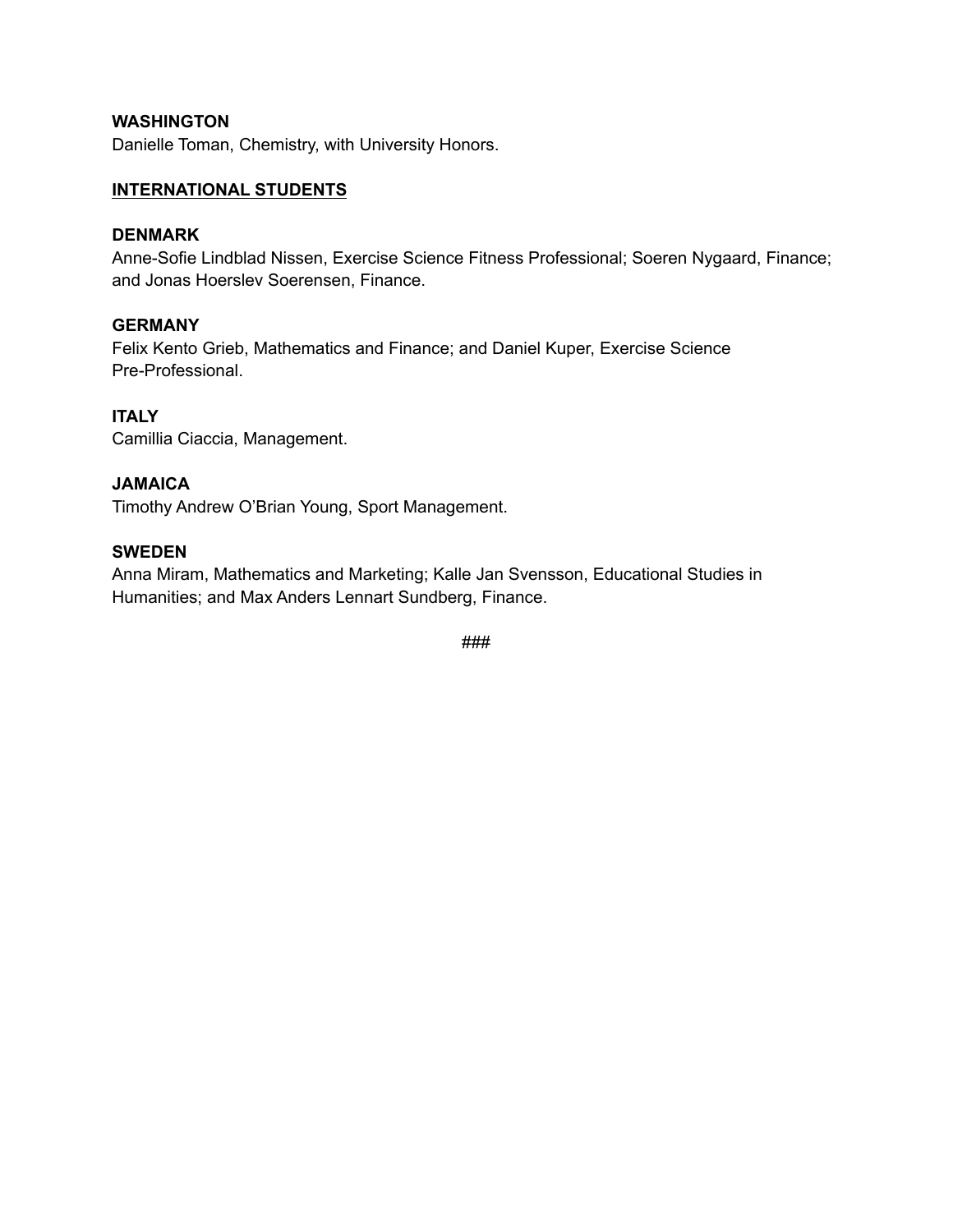**WASHINGTON**
Danielle Toman, Chemistry, with University Honors.

**INTERNATIONAL STUDENTS**

**DENMARK**
Anne-Sofie Lindblad Nissen, Exercise Science Fitness Professional; Soeren Nygaard, Finance; and Jonas Hoerslev Soerensen, Finance.

**GERMANY**
Felix Kento Grieb, Mathematics and Finance; and Daniel Kuper, Exercise Science Pre-Professional.

**ITALY**
Camillia Ciaccia, Management.

**JAMAICA**
Timothy Andrew O'Brian Young, Sport Management.

**SWEDEN**
Anna Miram, Mathematics and Marketing; Kalle Jan Svensson, Educational Studies in Humanities; and Max Anders Lennart Sundberg, Finance.

###